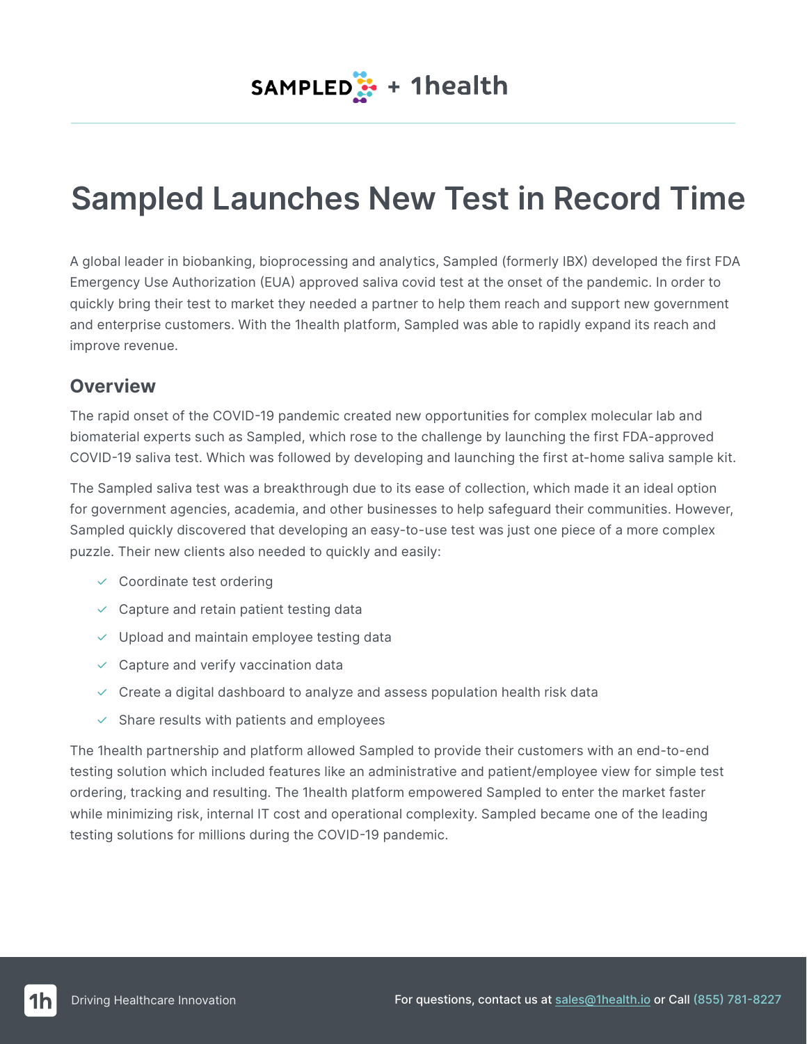SAMPLED + 1health

# Sampled Launches New Test in Record Time

A global leader in biobanking, bioprocessing and analytics, Sampled (formerly IBX) developed the first FDA Emergency Use Authorization (EUA) approved saliva covid test at the onset of the pandemic. In order to quickly bring their test to market they needed a partner to help them reach and support new government and enterprise customers. With the 1health platform, Sampled was able to rapidly expand its reach and improve revenue.

## Overview

The rapid onset of the COVID-19 pandemic created new opportunities for complex molecular lab and biomaterial experts such as Sampled, which rose to the challenge by launching the first FDA-approved COVID-19 saliva test. Which was followed by developing and launching the first at-home saliva sample kit.

The Sampled saliva test was a breakthrough due to its ease of collection, which made it an ideal option for government agencies, academia, and other businesses to help safeguard their communities. However, Sampled quickly discovered that developing an easy-to-use test was just one piece of a more complex puzzle. Their new clients also needed to quickly and easily:

- ✓ Coordinate test ordering
- ✓ Capture and retain patient testing data
- ✓ Upload and maintain employee testing data
- ✓ Capture and verify vaccination data
- ✓ Create a digital dashboard to analyze and assess population health risk data
- ✓ Share results with patients and employees

The 1health partnership and platform allowed Sampled to provide their customers with an end-to-end testing solution which included features like an administrative and patient/employee view for simple test ordering, tracking and resulting. The 1health platform empowered Sampled to enter the market faster while minimizing risk, internal IT cost and operational complexity. Sampled became one of the leading testing solutions for millions during the COVID-19 pandemic.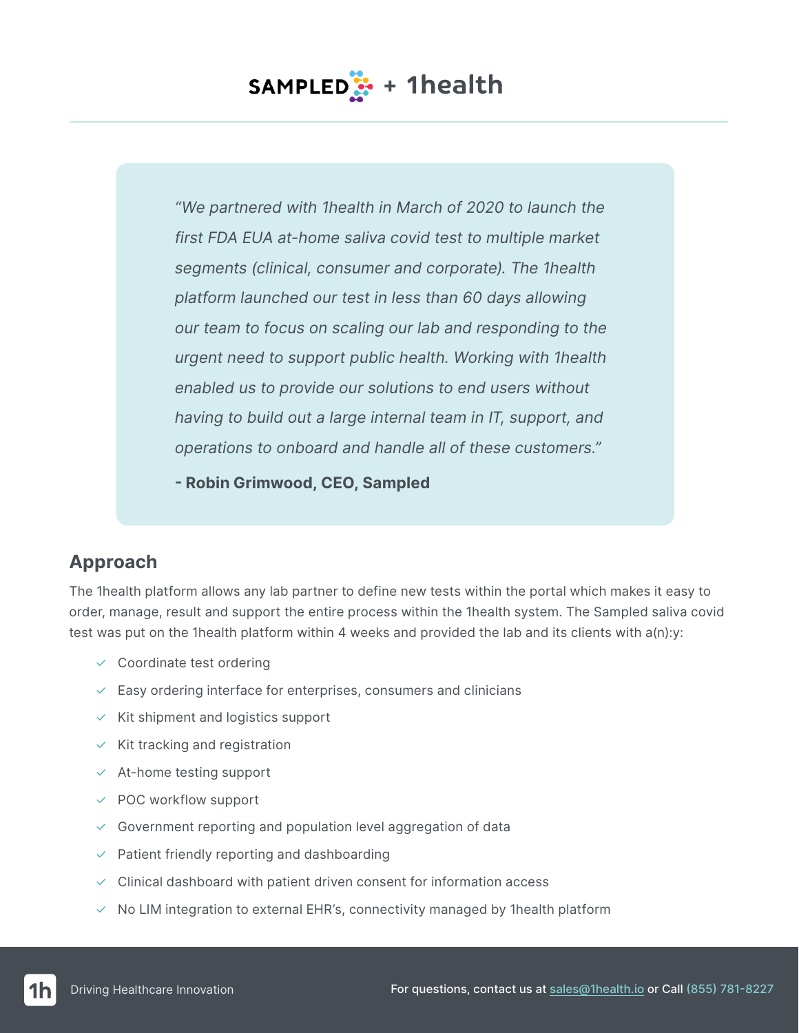# SAMPLED + 1health

> *"We partnered with 1health in March of 2020 to launch the first FDA EUA at-home saliva covid test to multiple market segments (clinical, consumer and corporate). The 1health platform launched our test in less than 60 days allowing our team to focus on scaling our lab and responding to the urgent need to support public health. Working with 1health enabled us to provide our solutions to end users without having to build out a large internal team in IT, support, and operations to onboard and handle all of these customers."*
>
> **- Robin Grimwood, CEO, Sampled**

## Approach

The 1health platform allows any lab partner to define new tests within the portal which makes it easy to order, manage, result and support the entire process within the 1health system. The Sampled saliva covid test was put on the 1health platform within 4 weeks and provided the lab and its clients with a(n):y:

- Coordinate test ordering
- Easy ordering interface for enterprises, consumers and clinicians
- Kit shipment and logistics support
- Kit tracking and registration
- At-home testing support
- POC workflow support
- Government reporting and population level aggregation of data
- Patient friendly reporting and dashboarding
- Clinical dashboard with patient driven consent for information access
- No LIM integration to external EHR's, connectivity managed by 1health platform

Driving Healthcare Innovation

For questions, contact us at sales@1health.io or Call (855) 781-8227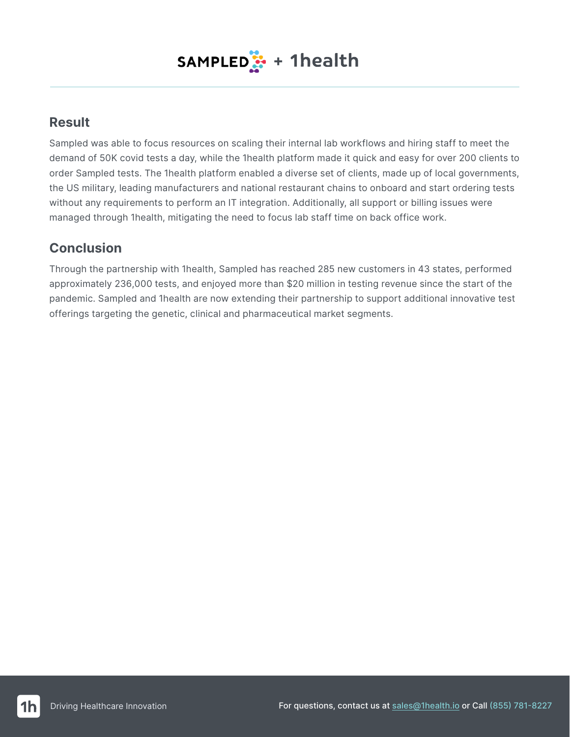## Result

Sampled was able to focus resources on scaling their internal lab workflows and hiring staff to meet the demand of 50K covid tests a day, while the 1health platform made it quick and easy for over 200 clients to order Sampled tests. The 1health platform enabled a diverse set of clients, made up of local governments, the US military, leading manufacturers and national restaurant chains to onboard and start ordering tests without any requirements to perform an IT integration. Additionally, all support or billing issues were managed through 1health, mitigating the need to focus lab staff time on back office work.

## Conclusion

Through the partnership with 1health, Sampled has reached 285 new customers in 43 states, performed approximately 236,000 tests, and enjoyed more than $20 million in testing revenue since the start of the pandemic. Sampled and 1health are now extending their partnership to support additional innovative test offerings targeting the genetic, clinical and pharmaceutical market segments.